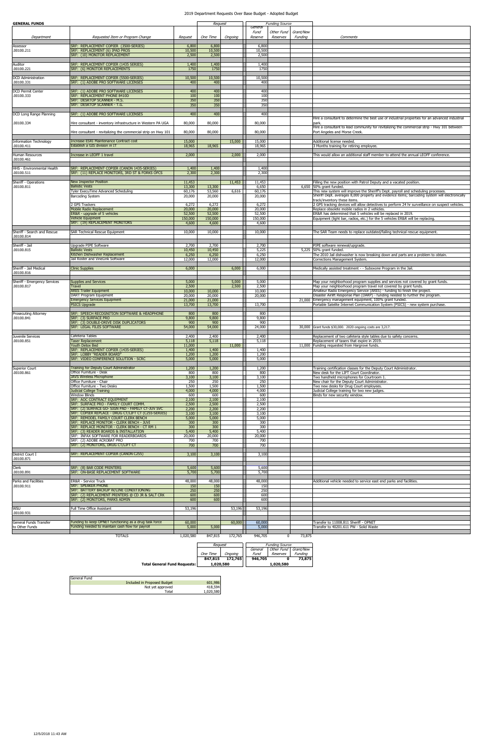# 2019 Department Requests Over Base Budget - Adopted Budget

**GENERAL FUNDS**

| Department | Requested Item or Program Change | Request | Request: One Time | Request: Ongoing | Funding Source: General Fund Reserve | Funding Source: Other Fund Reserves | Funding Source: Grant/New Funding | Comments |
|---|---|---|---|---|---|---|---|---|
| Assessor .00100.211 | SRF: REPLACEMENT COPIER (3500-SERIES) | 6,800 | 6,800 | | 6,800 | | | |
| | SRF: REPLACEMENT (6) IPAD PROS | 10,500 | 10,500 | | 10,500 | | | |
| | SRF: (10) MONITOR REPLACEMENT | 2,500 | 2,500 | | 2,500 | | | |
| Auditor .00100.221 | SRF: REPLACEMENT COPIER (1435 SERIES) | 1,400 | 1,400 | | 1,400 | | | |
| | SRF: (6) MONITOR REPLACEMENTS | 1750 | 1750 | | 1750 | | | |
| DCD Administration .00100.331 | SRF: REPLACEMENT COPIER (5500-SERIES) | 10,500 | 10,500 | | 10,500 | | | |
| | SRF: (1) ADOBE PRO SOFTWARE LICENSES | 400 | 400 | | 400 | | | |
| DCD Permit Center .00100.333 | SRF: (1) ADOBE PRO SOFTWARE LICENSES | 400 | 400 | | 400 | | | |
| | SRF: REPLACEMENT PHONE 8410D | 100 | 100 | | 100 | | | |
| | SRF: DESKTOP SCANNER - M.S. | 350 | 350 | | 350 | | | |
| | SRF: DESKTOP SCANNER - T.G. | 350 | 350 | | 350 | | | |
| DCD Long Range Planning .00100.334 | SRF: (1) ADOBE PRO SOFTWARE LICENSES | 400 | 400 | | 400 | | | |
| | Hire consultant - inventory infrastructure in Western PA UGA | 80,000 | 80,000 | | 80,000 | | | Hire a consultant to determine the best use of industrial properties for an advanced industrial park. |
| | Hire consultant - revitalizing the commercial strip on Hwy 101 | 80,000 | 80,000 | | 80,000 | | | Hire a consultant to lead community for revitalizing the commercial strip - Hwy 101 between Port Angeles and Morse Creek. |
| Information Technology .00100.411 | Increase ESRI Maintenance Contract cost | 15,000 | | 15,000 | 15,000 | | | Additional license needed. |
| | Establish a GIS division in IT | 18,965 | 18,965 | | 18,965 | | | 3 Months training for retiring employee. |
| Human Resources .00100.461 | Increase in LEOFF 1 travel | 2,000 | | 2,000 | 2,000 | | | This would allow an additional staff member to attend the annual LEOFF conference. |
| HHS - Environmental Health .00100.511 | SRF: REPLACEMENT COPIER (CANON 1435-SERIES) | 1,400 | 1,400 | | 1,400 | | | |
| | SRF: (11) REPLACE MONITORS, 3RD ST & FORKS OFCS | 2,300 | 2,300 | | 2,300 | | | |
| Sheriff - Operations .00100.811 | New Inspector Position | 11,453 | | 11,453 | 11,453 | | | Filling the new position with Patrol Deputy and a vacated position. |
| | Ballistic Vests | 13,300 | 13,300 | | 6,650 | | 6,650 | 50% grant funded. |
| | Tyler ExecuTime Advanced Scheduling | 60,176 | 53,560 | 6,616 | 60,176 | | | This new system will improve the Sheriff's Dept. payroll and scheduling processes. |
| | Barcoding System | 20,000 | 20,000 | | 20,000 | | | Sheriff Dept. averages 8,000 property and evidence items; barcoding system will electronically track/inventory these items. |
| | 2 GPS Trackers | 6,272 | 6,272 | | 6,272 | | | 2 GPS tracking devices will allow detectives to perform 24 hr surveillance on suspect vehicles. |
| | Mobile Radio Replacement | 20,000 | 20,000 | | 20,000 | | | Replace obsolete mobile radios in 2 vehicles. |
| | ER&R - upgrade of 5 vehicles | 52,500 | 52,500 | | 52,500 | | | ER&R has determined that 5 vehicles will be replaced in 2019. |
| | Vehicle Equipment | 150,000 | 150,000 | | 150,000 | | | Equipment (light bar, radios, etc.) for the 5 vehicles ER&R will be replacing. |
| | SRF: (19) REPLACEMENT MONITORS | 4,600 | 4,600 | | 4,600 | | | |
| Sheriff - Search and Rescue .00100.814 | SAR Technical Rescue Equipment | 10,000 | 10,000 | | 10,000 | | | The SAR Team needs to replace outdated/failing technical rescue equipment. |
| Sheriff - Jail .00100.815 | Upgrade PIPE Software | 2,700 | 2,700 | | 2,700 | | | PIPE software renewal/upgrade. |
| | Ballistic Vests | 10,450 | 10,450 | | 5,225 | | 5,225 | 50% grant funded. |
| | Kitchen Dishwasher Replacement | 6,250 | 6,250 | | 6,250 | | | The 2010 Jail dishwasher is now breaking down and parts are a problem to obtain. |
| | Jail Roster and VineLink Software | 12,000 | 12,000 | | 12,000 | | | Corrections Management System. |
| Sheriff - Jail Medical .00100.816 | Clinic Supplies | 6,000 | | 6,000 | 6,000 | | | Medically assisted treatment - - Suboxone Program in the Jail. |
| Sheriff - Emergency Services .00100.817 | Supplies and Services | 5,000 | | 5,000 | 5,000 | | | Map your neighborhood program supplies and services not covered by grant funds. |
| | Travel | 2,500 | | 2,500 | 2,500 | | | Map your neighborhood program travel not covered by grant funds. |
| | ARES Trailer Equipment | 10,000 | 10,000 | | 10,000 | | | Amateur Radio Emergency Service (ARES) - funding to finish the project. |
| | DART Program Equipment | 20,000 | 20,000 | | 20,000 | | | Disaster Airlift Response Plan (DARP) - funding needed to further the program. |
| | Emergency Services Equipment | 21,000 | 21,000 | | | | 21,000 | Emergency management equipment, 100% grant funded. |
| | PSICS Upgrade | 13,700 | 13,700 | | 13,700 | | | Portable Satelite Internet Communication System (PSICS) - new system purchase. |
| Prosecuting Attorney .00100.841 | SRF: SPEECH RECOGNITION SOFTWARE & HEADPHONE | 800 | 800 | | 800 | | | |
| | SRF: (3) SURFACE PRO | 9,800 | 9,800 | | 9,800 | | | |
| | SRF: (3) DOUBLE-DRIVE DISK DUPLICATORS | 900 | 900 | | 900 | | | |
| | SRF: LEGAL FILES SOFTWARE | 54,000 | 54,000 | | 24,000 | | 30,000 | Grant funds $30,000. 2020 ongoing costs are 3,217. |
| Juvenile Services .00100.851 | Cafeteria Tables | 2,400 | 2,400 | | 2,400 | | | Replacement of two cafeteria style tables due to safety concerns. |
| | Taser Replacement | 5,118 | 5,118 | | 5,118 | | | Replacement of tasers that expire in 2019. |
| | Youth Detox Bed | 11,000 | | 11,000 | | | 11,000 | Funding requested from Hargrove funds. |
| | SRF: REPLACEMENT COPIER (1435-SERIES) | 1,400 | 1,400 | | 1,400 | | | |
| | SRF: LOBBY "READER BOARD" | 1,200 | 1,200 | | 1,200 | | | |
| | SRF: VIDEO CONFERENCE SOLUTION - SCRC | 5,000 | 5,000 | | 5,000 | | | |
| Superior Court .00100.861 | Training for Deputy Court Administrator | 1,200 | 1,200 | | 1,200 | | | Training certification classes for the Deputy Court Administrator. |
| | Office Furniture - Desk | 800 | 800 | | 800 | | | New desk for the LIFT Court Coordinator. |
| | JAVS Wireless Microphone | 3,100 | 3,100 | | 3,100 | | | Two handheld microphones for Courtroom 1. |
| | Office Furniture - Chair | 250 | 250 | | 250 | | | New chair for the Deputy Court Administrator. |
| | Office Furniture - Two Desks | 1,500 | 1,500 | | 1,500 | | | Two new desks for Drug Court employees. |
| | Judicial College Training | 4,000 | 4,000 | | 4,000 | | | Judicial College training for two new judges. |
| | Window Blinds | 600 | 600 | | 600 | | | Binds for new security window. |
| | SRF: AOC CONTRACT EQUIPMENT | 2,100 | 2,100 | | 2,100 | | | |
| | SRF: SURFACE PRO - FAMILY COURT COMM. | 2,500 | 2,500 | | 2,500 | | | |
| | SRF: (2) SURFACE GO- SIGN PAD - FAMILY CT-JUV SVC | 2,200 | 2,200 | | 2,200 | | | |
| | SRF: COPIER REPLACE - DRUG CT/LIFT CT (C255-SERIES) | 3,100 | 3,100 | | 3,100 | | | |
| | SRF: REMODEL FAMILY COURT CLERK BENCH | 5,000 | 5,000 | | 5,000 | | | |
| | SRF: REPLACE MONITOR - CLERK BENCH - JUVI | 300 | 300 | | 300 | | | |
| | SRF: REPLACE MONITOR - CLERK BENCH - CT RM 1 | 300 | 300 | | 300 | | | |
| | SRF: (3) READER BOARDS & INSTALLATION | 5,400 | 5,400 | | 5,400 | | | |
| | SRF: INFAX SOFTWARE FOR READERBOARDS | 20,000 | 20,000 | | 20,000 | | | |
| | SRF: (2) ADOBE ACROBAT PRO | 700 | 700 | | 700 | | | |
| | SRF: (2) MONITORS, DRUG CT/LIFT CT | 700 | 700 | | 700 | | | |
| District Court I .00100.871 | SRF: REPLACEMENT COPIER (CANON C255) | 3,100 | 3,100 | | 3,100 | | | |
| Clerk .00100.891 | SRF: (8) BAR CODE PRINTERS | 5,600 | 5,600 | | 5,600 | | | |
| | SRF: ON-BASE REPLACEMENT SOFTWARE | 5,700 | 5,700 | | 5,700 | | | |
| Parks and Facilities .00100.911 | ER&R - Service Truck | 48,000 | 48,000 | | 48,000 | | | Additional vehicle needed to service east end parks and facilities. |
| | SRF: SPEAKER PHONE | 150 | 150 | | 150 | | | |
| | SRF: BATTERY BACKUP W/LINE CONDITIONING | 250 | 250 | | 250 | | | |
| | SRF: (2) REPLACEMENT PRINTERS @ CD JR & SALT CRK | 600 | 600 | | 600 | | | |
| | SRF: (2) MONITORS, PARKS ADMIN | 600 | 600 | | 600 | | | |
| WSU .00100.931 | Full Time Office Assistant | 53,196 | | 53,196 | 53,196 | | | |
| General Funds Transfer to Other Funds | Funding to keep OPNET functioning as a drug task force | 60,000 | | 60,000 | 60,000 | | | Transfer to 11008.811 Sheriff - OPNET |
| | Funding needed to maintain cash flow for payroll | 5,000 | 5,000 | | 5,000 | | | Transfer to 40201.611 PW - Solid Waste |
| | TOTALS | 1,020,580 | 847,815 | 172,765 | 946,705 | 0 | 73,875 | |

| | Request: One Time | Request: Ongoing | Funding Source: General Fund | Funding Source: Other Fund Reserves | Funding Source: Grant/New Funding |
|---|---|---|---|---|---|
| | **847,815** | **172,765** | **946,705** | **0** | **73,875** |
| **Total General Fund Requests:** | **1,020,580** | | **1,020,580** | | |

| General Fund | |
|---|---|
| Included in Proposed Budget | 601,986 |
| Not yet approved | 418,594 |
| Total | 1,020,580 |

12/5/2018 11:43 AM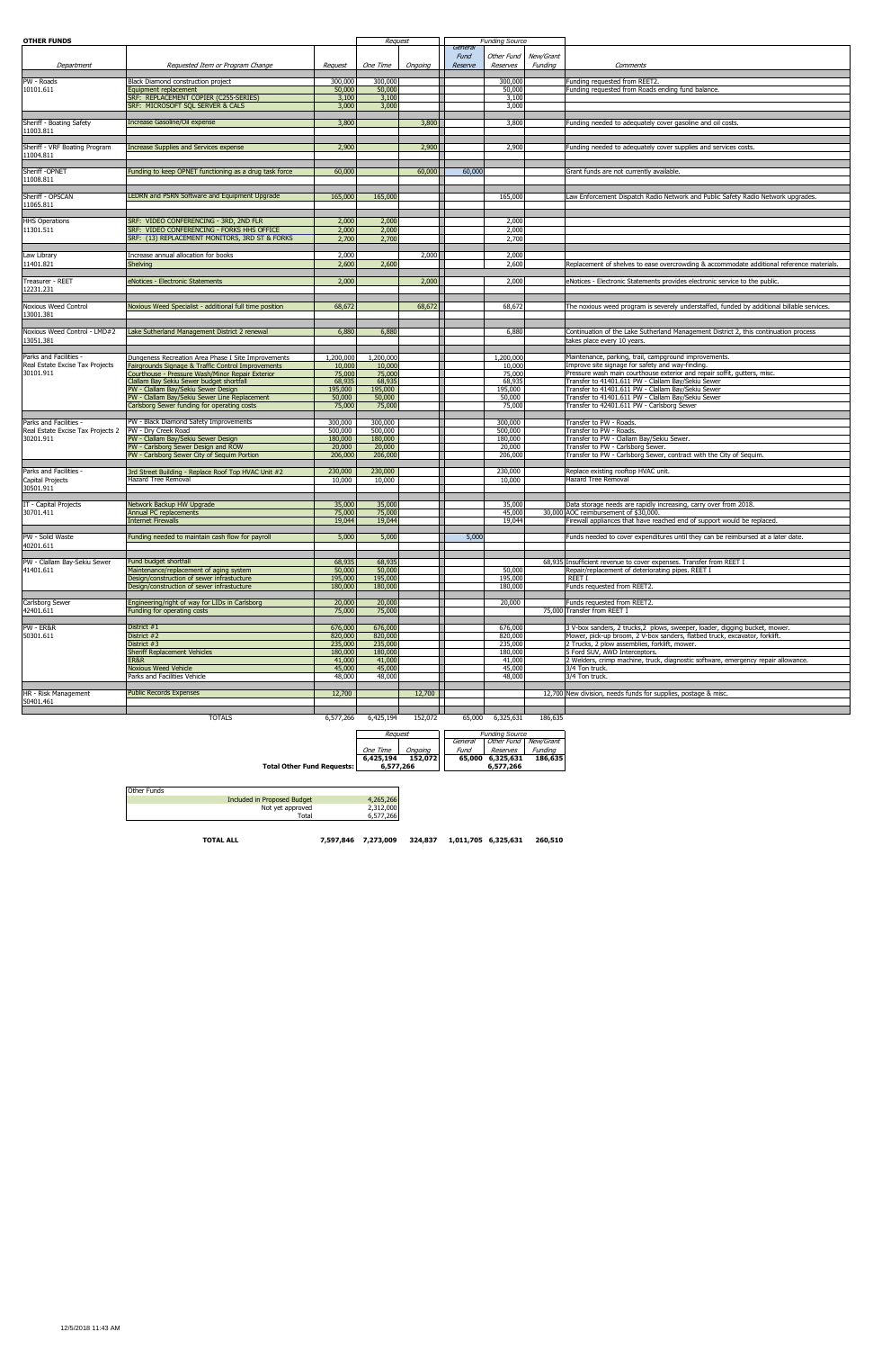**OTHER FUNDS**

| Department | Requested Item or Program Change | Request | Request: One Time | Request: Ongoing | Funding Source: General Fund Reserve | Funding Source: Other Fund Reserves | Funding Source: New/Grant Funding | Comments |
|---|---|---|---|---|---|---|---|---|
| PW - Roads 10101.611 | Black Diamond construction project | 300,000 | 300,000 | | | 300,000 | | Funding requested from REET2. |
| | Equipment replacement | 50,000 | 50,000 | | | 50,000 | | Funding requested from Roads ending fund balance. |
| | SRF: REPLACEMENT COPIER (C255-SERIES) | 3,100 | 3,100 | | | 3,100 | | |
| | SRF: MICROSOFT SQL SERVER & CALS | 3,000 | 3,000 | | | 3,000 | | |
| Sheriff - Boating Safety 11003.811 | Increase Gasoline/Oil expense | 3,800 | | 3,800 | | 3,800 | | Funding needed to adequately cover gasoline and oil costs. |
| Sheriff - VRF Boating Program 11004.811 | Increase Supplies and Services expense | 2,900 | | 2,900 | | 2,900 | | Funding needed to adequately cover supplies and services costs. |
| Sheriff -OPNET 11008.811 | Funding to keep OPNET functioning as a drug task force | 60,000 | | 60,000 | 60,000 | | | Grant funds are not currently available. |
| Sheriff - OPSCAN 11065.811 | LEDRN and PSRN Software and Equipment Upgrade | 165,000 | 165,000 | | | 165,000 | | Law Enforcement Dispatch Radio Network and Public Safety Radio Network upgrades. |
| HHS Operations 11301.511 | SRF: VIDEO CONFERENCING - 3RD, 2ND FLR | 2,000 | 2,000 | | | 2,000 | | |
| | SRF: VIDEO CONFERENCING - FORKS HHS OFFICE | 2,000 | 2,000 | | | 2,000 | | |
| | SRF: (13) REPLACEMENT MONITORS, 3RD ST & FORKS | 2,700 | 2,700 | | | 2,700 | | |
| Law Library 11401.821 | Increase annual allocation for books | 2,000 | | 2,000 | | 2,000 | | |
| | Shelving | 2,600 | 2,600 | | | 2,600 | | Replacement of shelves to ease overcrowding & accommodate additional reference materials. |
| Treasurer - REET 12231.231 | eNotices - Electronic Statements | 2,000 | | 2,000 | | 2,000 | | eNotices - Electronic Statements provides electronic service to the public. |
| Noxious Weed Control 13001.381 | Noxious Weed Specialist - additional full time position | 68,672 | | 68,672 | | 68,672 | | The noxious weed program is severely understaffed, funded by additional billable services. |
| Noxious Weed Control - LMD#2 13051.381 | Lake Sutherland Management District 2 renewal | 6,880 | 6,880 | | | 6,880 | | Continuation of the Lake Sutherland Management District 2, this continuation process takes place every 10 years. |
| Parks and Facilities - Real Estate Excise Tax Projects 30101.911 | Dungeness Recreation Area Phase I Site Improvements | 1,200,000 | 1,200,000 | | | 1,200,000 | | Maintenance, parking, trail, campground improvements. |
| | Fairgrounds Signage & Traffic Control Improvements | 10,000 | 10,000 | | | 10,000 | | Improve site signage for safety and way-finding. |
| | Courthouse - Pressure Wash/Minor Repair Exterior | 75,000 | 75,000 | | | 75,000 | | Pressure wash main courthouse exterior and repair soffit, gutters, misc. |
| | Clallam Bay Sekiu Sewer budget shortfall | 68,935 | 68,935 | | | 68,935 | | Transfer to 41401.611 PW - Clallam Bay/Sekiu Sewer |
| | PW - Clallam Bay/Sekiu Sewer Design | 195,000 | 195,000 | | | 195,000 | | Transfer to 41401.611 PW - Clallam Bay/Sekiu Sewer |
| | PW - Clallam Bay/Sekiu Sewer Line Replacement | 50,000 | 50,000 | | | 50,000 | | Transfer to 41401.611 PW - Clallam Bay/Sekiu Sewer |
| | Carlsborg Sewer funding for operating costs | 75,000 | 75,000 | | | 75,000 | | Transfer to 42401.611 PW - Carlsborg Sewer |
| Parks and Facilities - Real Estate Excise Tax Projects 2 30201.911 | PW - Black Diamond Safety Improvements | 300,000 | 300,000 | | | 300,000 | | Transfer to PW - Roads. |
| | PW - Dry Creek Road | 500,000 | 500,000 | | | 500,000 | | Transfer to PW - Roads. |
| | PW - Clallam Bay/Sekiu Sewer Design | 180,000 | 180,000 | | | 180,000 | | Transfer to PW - Clallam Bay/Sekiu Sewer. |
| | PW - Carlsborg Sewer Design and ROW | 20,000 | 20,000 | | | 20,000 | | Transfer to PW - Carlsborg Sewer. |
| | PW - Carlsborg Sewer City of Sequim Portion | 206,000 | 206,000 | | | 206,000 | | Transfer to PW - Carlsborg Sewer, contract with the City of Sequim. |
| Parks and Facilities - Capital Projects 30501.911 | 3rd Street Building - Replace Roof Top HVAC Unit #2 | 230,000 | 230,000 | | | 230,000 | | Replace existing rooftop HVAC unit. |
| | Hazard Tree Removal | 10,000 | 10,000 | | | 10,000 | | Hazard Tree Removal |
| IT - Capital Projects 30701.411 | Network Backup HW Upgrade | 35,000 | 35,000 | | | 35,000 | | Data storage needs are rapidly increasing, carry over from 2018. |
| | Annual PC replacements | 75,000 | 75,000 | | | 45,000 | 30,000 | AOC reimbursement of $30,000. |
| | Internet Firewalls | 19,044 | 19,044 | | | 19,044 | | Firewall appliances that have reached end of support would be replaced. |
| PW - Solid Waste 40201.611 | Funding needed to maintain cash flow for payroll | 5,000 | 5,000 | | 5,000 | | | Funds needed to cover expenditures until they can be reimbursed at a later date. |
| PW - Clallam Bay-Sekiu Sewer 41401.611 | Fund budget shortfall | 68,935 | 68,935 | | | | 68,935 | Insufficient revenue to cover expenses. Transfer from REET I |
| | Maintenance/replacement of aging system | 50,000 | 50,000 | | | 50,000 | | Repair/replacement of deteriorating pipes. REET I |
| | Design/construction of sewer infrastructure | 195,000 | 195,000 | | | 195,000 | | REET I |
| | Design/construction of sewer infrastructure | 180,000 | 180,000 | | | 180,000 | | Funds requested from REET2. |
| Carlsborg Sewer 42401.611 | Engineering/right of way for LIDs in Carlsborg | 20,000 | 20,000 | | | 20,000 | | Funds requested from REET2. |
| | Funding for operating costs | 75,000 | 75,000 | | | | 75,000 | Transfer from REET I |
| PW - ER&R 50301.611 | District #1 | 676,000 | 676,000 | | | 676,000 | | 3 V-box sanders, 2 trucks,2 plows, sweeper, loader, digging bucket, mower. |
| | District #2 | 820,000 | 820,000 | | | 820,000 | | Mower, pick-up broom, 2 V-box sanders, flatbed truck, excavator, forklift. |
| | District #3 | 235,000 | 235,000 | | | 235,000 | | 2 Trucks, 2 plow assemblies, forklift, mower. |
| | Sheriff Replacement Vehicles | 180,000 | 180,000 | | | 180,000 | | 5 Ford SUV, AWD Interceptors. |
| | ER&R | 41,000 | 41,000 | | | 41,000 | | 2 Welders, crimp machine, truck, diagnostic software, emergency repair allowance. |
| | Noxious Weed Vehicle | 45,000 | 45,000 | | | 45,000 | | 3/4 Ton truck. |
| | Parks and Facilities Vehicle | 48,000 | 48,000 | | | 48,000 | | 3/4 Ton truck. |
| HR - Risk Management 50401.461 | Public Records Expenses | 12,700 | | 12,700 | | | 12,700 | New division, needs funds for supplies, postage & misc. |
| | TOTALS | 6,577,266 | 6,425,194 | 152,072 | 65,000 | 6,325,631 | 186,635 | |

| | Request: One Time | Request: Ongoing | Funding Source: General Fund | Funding Source: Other Fund Reserves | Funding Source: New/Grant Funding |
|---|---|---|---|---|---|
| Total Other Fund Requests: | 6,425,194 | 152,072 | 65,000 | 6,325,631 | 186,635 |
| | 6,577,266 | | | 6,577,266 | |

| Other Funds | |
|---|---|
| Included in Proposed Budget | 4,265,266 |
| Not yet approved | 2,312,000 |
| Total | 6,577,266 |

| | | | | | | |
|---|---|---|---|---|---|---|
| **TOTAL ALL** | **7,597,846** | **7,273,009** | **324,837** | **1,011,705** | **6,325,631** | **260,510** |

12/5/2018 11:43 AM